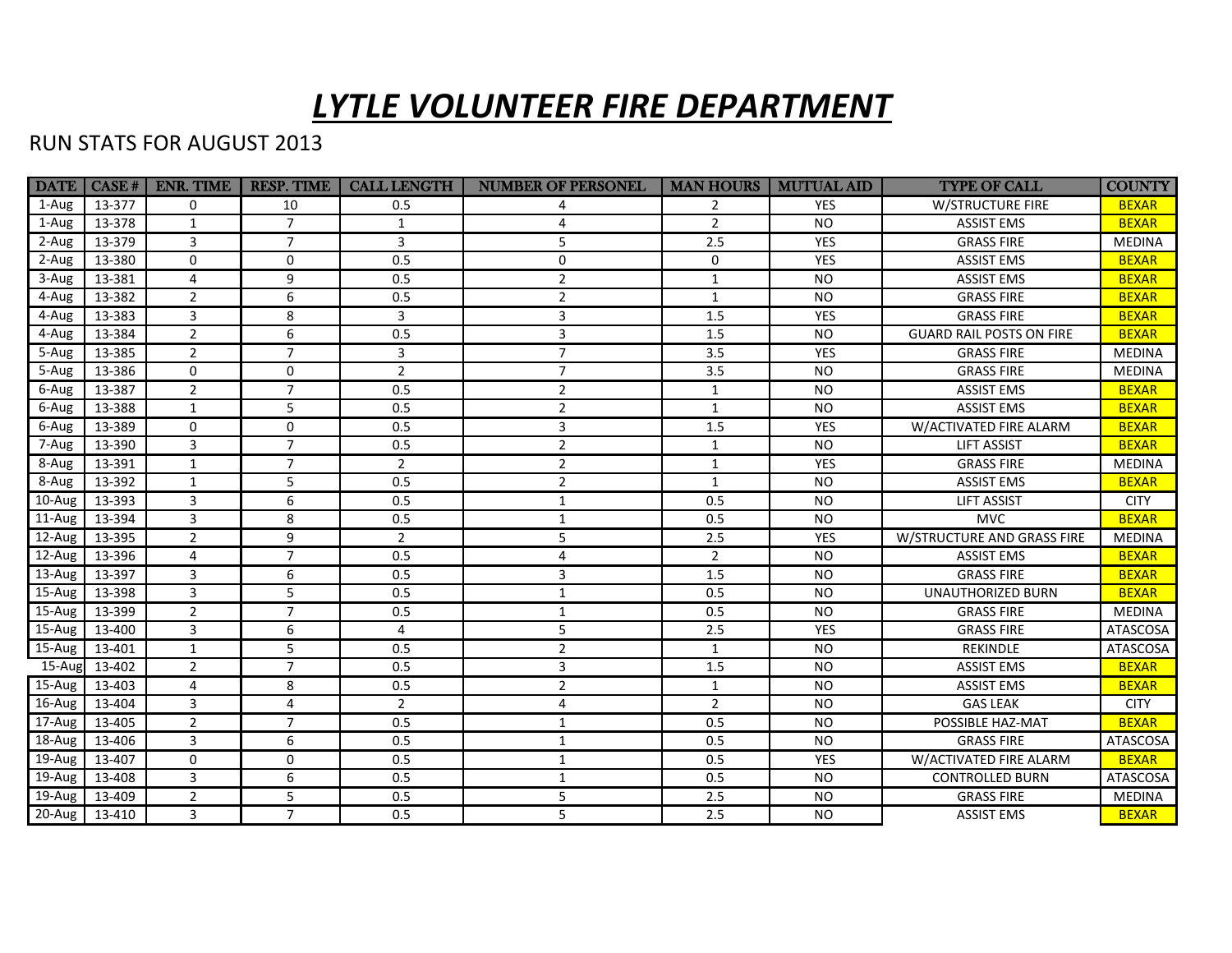# *LYTLE VOLUNTEER FIRE DEPARTMENT*

RUN STATS FOR AUGUST 2013

| DATE | CASE # | ENR. TIME | RESP. TIME | CALL LENGTH | NUMBER OF PERSONEL | MAN HOURS | MUTUAL AID | TYPE OF CALL | COUNTY |
|---|---|---|---|---|---|---|---|---|---|
| 1-Aug | 13-377 | 0 | 10 | 0.5 | 4 | 2 | YES | W/STRUCTURE FIRE | BEXAR |
| 1-Aug | 13-378 | 1 | 7 | 1 | 4 | 2 | NO | ASSIST EMS | BEXAR |
| 2-Aug | 13-379 | 3 | 7 | 3 | 5 | 2.5 | YES | GRASS FIRE | MEDINA |
| 2-Aug | 13-380 | 0 | 0 | 0.5 | 0 | 0 | YES | ASSIST EMS | BEXAR |
| 3-Aug | 13-381 | 4 | 9 | 0.5 | 2 | 1 | NO | ASSIST EMS | BEXAR |
| 4-Aug | 13-382 | 2 | 6 | 0.5 | 2 | 1 | NO | GRASS FIRE | BEXAR |
| 4-Aug | 13-383 | 3 | 8 | 3 | 3 | 1.5 | YES | GRASS FIRE | BEXAR |
| 4-Aug | 13-384 | 2 | 6 | 0.5 | 3 | 1.5 | NO | GUARD RAIL POSTS ON FIRE | BEXAR |
| 5-Aug | 13-385 | 2 | 7 | 3 | 7 | 3.5 | YES | GRASS FIRE | MEDINA |
| 5-Aug | 13-386 | 0 | 0 | 2 | 7 | 3.5 | NO | GRASS FIRE | MEDINA |
| 6-Aug | 13-387 | 2 | 7 | 0.5 | 2 | 1 | NO | ASSIST EMS | BEXAR |
| 6-Aug | 13-388 | 1 | 5 | 0.5 | 2 | 1 | NO | ASSIST EMS | BEXAR |
| 6-Aug | 13-389 | 0 | 0 | 0.5 | 3 | 1.5 | YES | W/ACTIVATED FIRE ALARM | BEXAR |
| 7-Aug | 13-390 | 3 | 7 | 0.5 | 2 | 1 | NO | LIFT ASSIST | BEXAR |
| 8-Aug | 13-391 | 1 | 7 | 2 | 2 | 1 | YES | GRASS FIRE | MEDINA |
| 8-Aug | 13-392 | 1 | 5 | 0.5 | 2 | 1 | NO | ASSIST EMS | BEXAR |
| 10-Aug | 13-393 | 3 | 6 | 0.5 | 1 | 0.5 | NO | LIFT ASSIST | CITY |
| 11-Aug | 13-394 | 3 | 8 | 0.5 | 1 | 0.5 | NO | MVC | BEXAR |
| 12-Aug | 13-395 | 2 | 9 | 2 | 5 | 2.5 | YES | W/STRUCTURE AND GRASS FIRE | MEDINA |
| 12-Aug | 13-396 | 4 | 7 | 0.5 | 4 | 2 | NO | ASSIST EMS | BEXAR |
| 13-Aug | 13-397 | 3 | 6 | 0.5 | 3 | 1.5 | NO | GRASS FIRE | BEXAR |
| 15-Aug | 13-398 | 3 | 5 | 0.5 | 1 | 0.5 | NO | UNAUTHORIZED BURN | BEXAR |
| 15-Aug | 13-399 | 2 | 7 | 0.5 | 1 | 0.5 | NO | GRASS FIRE | MEDINA |
| 15-Aug | 13-400 | 3 | 6 | 4 | 5 | 2.5 | YES | GRASS FIRE | ATASCOSA |
| 15-Aug | 13-401 | 1 | 5 | 0.5 | 2 | 1 | NO | REKINDLE | ATASCOSA |
| 15-Aug | 13-402 | 2 | 7 | 0.5 | 3 | 1.5 | NO | ASSIST EMS | BEXAR |
| 15-Aug | 13-403 | 4 | 8 | 0.5 | 2 | 1 | NO | ASSIST EMS | BEXAR |
| 16-Aug | 13-404 | 3 | 4 | 2 | 4 | 2 | NO | GAS LEAK | CITY |
| 17-Aug | 13-405 | 2 | 7 | 0.5 | 1 | 0.5 | NO | POSSIBLE HAZ-MAT | BEXAR |
| 18-Aug | 13-406 | 3 | 6 | 0.5 | 1 | 0.5 | NO | GRASS FIRE | ATASCOSA |
| 19-Aug | 13-407 | 0 | 0 | 0.5 | 1 | 0.5 | YES | W/ACTIVATED FIRE ALARM | BEXAR |
| 19-Aug | 13-408 | 3 | 6 | 0.5 | 1 | 0.5 | NO | CONTROLLED BURN | ATASCOSA |
| 19-Aug | 13-409 | 2 | 5 | 0.5 | 5 | 2.5 | NO | GRASS FIRE | MEDINA |
| 20-Aug | 13-410 | 3 | 7 | 0.5 | 5 | 2.5 | NO | ASSIST EMS | BEXAR |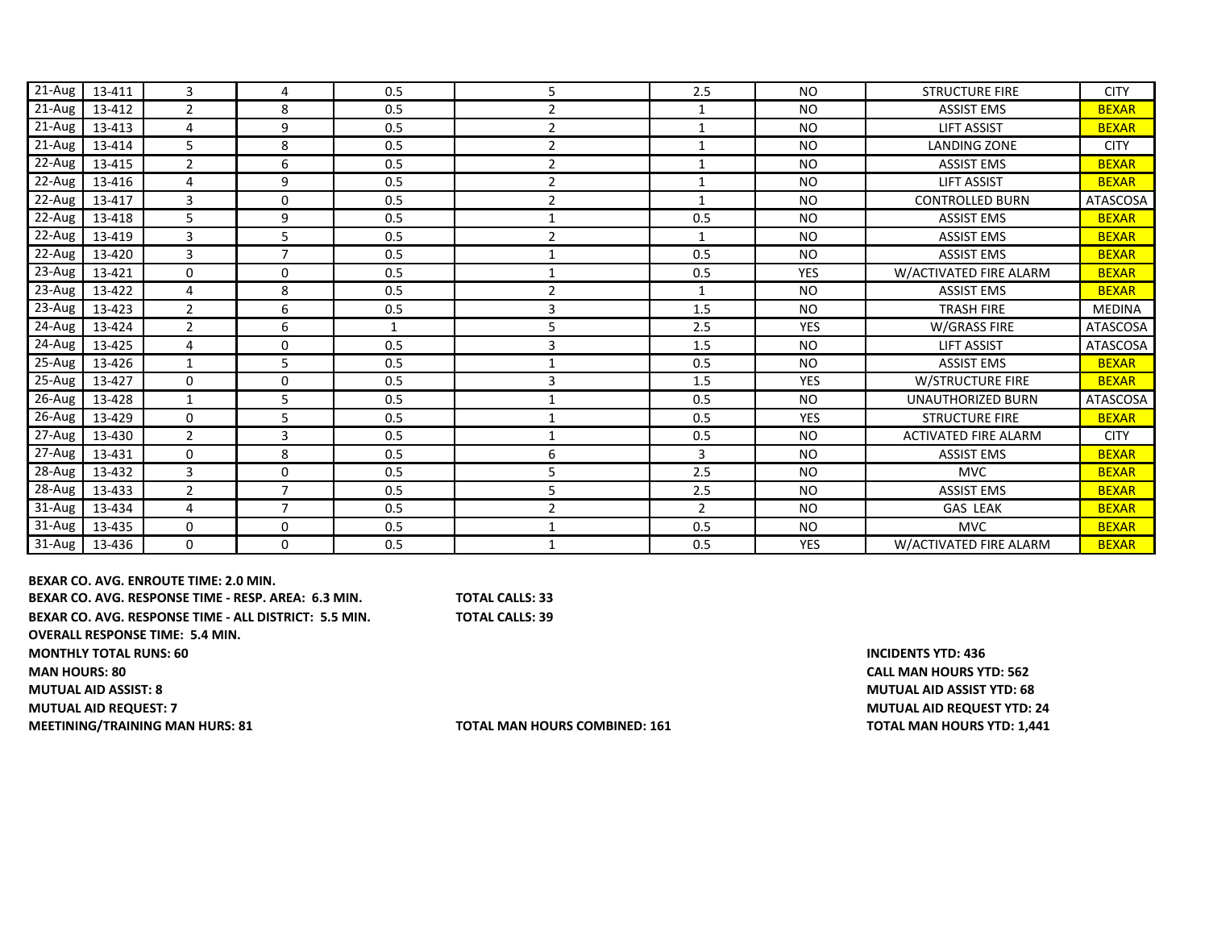| | | | | | | | | | |
|---|---|---|---|---|---|---|---|---|---|
| 21-Aug | 13-411 | 3 | 4 | 0.5 | 5 | 2.5 | NO | STRUCTURE FIRE | CITY |
| 21-Aug | 13-412 | 2 | 8 | 0.5 | 2 | 1 | NO | ASSIST EMS | BEXAR |
| 21-Aug | 13-413 | 4 | 9 | 0.5 | 2 | 1 | NO | LIFT ASSIST | BEXAR |
| 21-Aug | 13-414 | 5 | 8 | 0.5 | 2 | 1 | NO | LANDING ZONE | CITY |
| 22-Aug | 13-415 | 2 | 6 | 0.5 | 2 | 1 | NO | ASSIST EMS | BEXAR |
| 22-Aug | 13-416 | 4 | 9 | 0.5 | 2 | 1 | NO | LIFT ASSIST | BEXAR |
| 22-Aug | 13-417 | 3 | 0 | 0.5 | 2 | 1 | NO | CONTROLLED BURN | ATASCOSA |
| 22-Aug | 13-418 | 5 | 9 | 0.5 | 1 | 0.5 | NO | ASSIST EMS | BEXAR |
| 22-Aug | 13-419 | 3 | 5 | 0.5 | 2 | 1 | NO | ASSIST EMS | BEXAR |
| 22-Aug | 13-420 | 3 | 7 | 0.5 | 1 | 0.5 | NO | ASSIST EMS | BEXAR |
| 23-Aug | 13-421 | 0 | 0 | 0.5 | 1 | 0.5 | YES | W/ACTIVATED FIRE ALARM | BEXAR |
| 23-Aug | 13-422 | 4 | 8 | 0.5 | 2 | 1 | NO | ASSIST EMS | BEXAR |
| 23-Aug | 13-423 | 2 | 6 | 0.5 | 3 | 1.5 | NO | TRASH FIRE | MEDINA |
| 24-Aug | 13-424 | 2 | 6 | 1 | 5 | 2.5 | YES | W/GRASS FIRE | ATASCOSA |
| 24-Aug | 13-425 | 4 | 0 | 0.5 | 3 | 1.5 | NO | LIFT ASSIST | ATASCOSA |
| 25-Aug | 13-426 | 1 | 5 | 0.5 | 1 | 0.5 | NO | ASSIST EMS | BEXAR |
| 25-Aug | 13-427 | 0 | 0 | 0.5 | 3 | 1.5 | YES | W/STRUCTURE FIRE | BEXAR |
| 26-Aug | 13-428 | 1 | 5 | 0.5 | 1 | 0.5 | NO | UNAUTHORIZED BURN | ATASCOSA |
| 26-Aug | 13-429 | 0 | 5 | 0.5 | 1 | 0.5 | YES | STRUCTURE FIRE | BEXAR |
| 27-Aug | 13-430 | 2 | 3 | 0.5 | 1 | 0.5 | NO | ACTIVATED FIRE ALARM | CITY |
| 27-Aug | 13-431 | 0 | 8 | 0.5 | 6 | 3 | NO | ASSIST EMS | BEXAR |
| 28-Aug | 13-432 | 3 | 0 | 0.5 | 5 | 2.5 | NO | MVC | BEXAR |
| 28-Aug | 13-433 | 2 | 7 | 0.5 | 5 | 2.5 | NO | ASSIST EMS | BEXAR |
| 31-Aug | 13-434 | 4 | 7 | 0.5 | 2 | 2 | NO | GAS LEAK | BEXAR |
| 31-Aug | 13-435 | 0 | 0 | 0.5 | 1 | 0.5 | NO | MVC | BEXAR |
| 31-Aug | 13-436 | 0 | 0 | 0.5 | 1 | 0.5 | YES | W/ACTIVATED FIRE ALARM | BEXAR |

**BEXAR CO. AVG. ENROUTE TIME: 2.0 MIN.**

**BEXAR CO. AVG. RESPONSE TIME - RESP. AREA: 6.3 MIN.** **TOTAL CALLS: 33**

**BEXAR CO. AVG. RESPONSE TIME - ALL DISTRICT: 5.5 MIN.** **TOTAL CALLS: 39**

**OVERALL RESPONSE TIME: 5.4 MIN.**

**MONTHLY TOTAL RUNS: 60**

**MAN HOURS: 80**

**MUTUAL AID ASSIST: 8**

**MUTUAL AID REQUEST: 7**

**MEETINING/TRAINING MAN HURS: 81**

**TOTAL MAN HOURS COMBINED: 161**

**INCIDENTS YTD: 436**

**CALL MAN HOURS YTD: 562**

**MUTUAL AID ASSIST YTD: 68**

**MUTUAL AID REQUEST YTD: 24**

**TOTAL MAN HOURS YTD: 1,441**